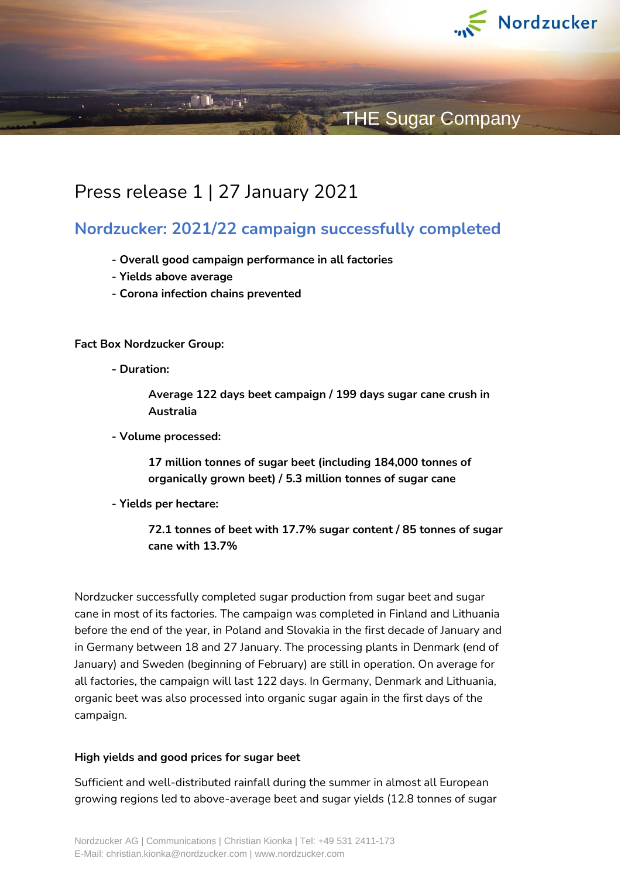Press release 1 | 27 January 2021

## Nordzucker: 2021/22 campaign successfully completed

- **Overall good campaign performance in all factories**
- **Yields above average**
- **Corona infection chains prevented**

**Fact Box Nordzucker Group:**

- **Duration:**

  **Average 122 days beet campaign / 199 days sugar cane crush in Australia**

- **Volume processed:**

  **17 million tonnes of sugar beet (including 184,000 tonnes of organically grown beet) / 5.3 million tonnes of sugar cane**

- **Yields per hectare:**

  **72.1 tonnes of beet with 17.7% sugar content / 85 tonnes of sugar cane with 13.7%**

Nordzucker successfully completed sugar production from sugar beet and sugar cane in most of its factories. The campaign was completed in Finland and Lithuania before the end of the year, in Poland and Slovakia in the first decade of January and in Germany between 18 and 27 January. The processing plants in Denmark (end of January) and Sweden (beginning of February) are still in operation. On average for all factories, the campaign will last 122 days. In Germany, Denmark and Lithuania, organic beet was also processed into organic sugar again in the first days of the campaign.

**High yields and good prices for sugar beet**

Sufficient and well-distributed rainfall during the summer in almost all European growing regions led to above-average beet and sugar yields (12.8 tonnes of sugar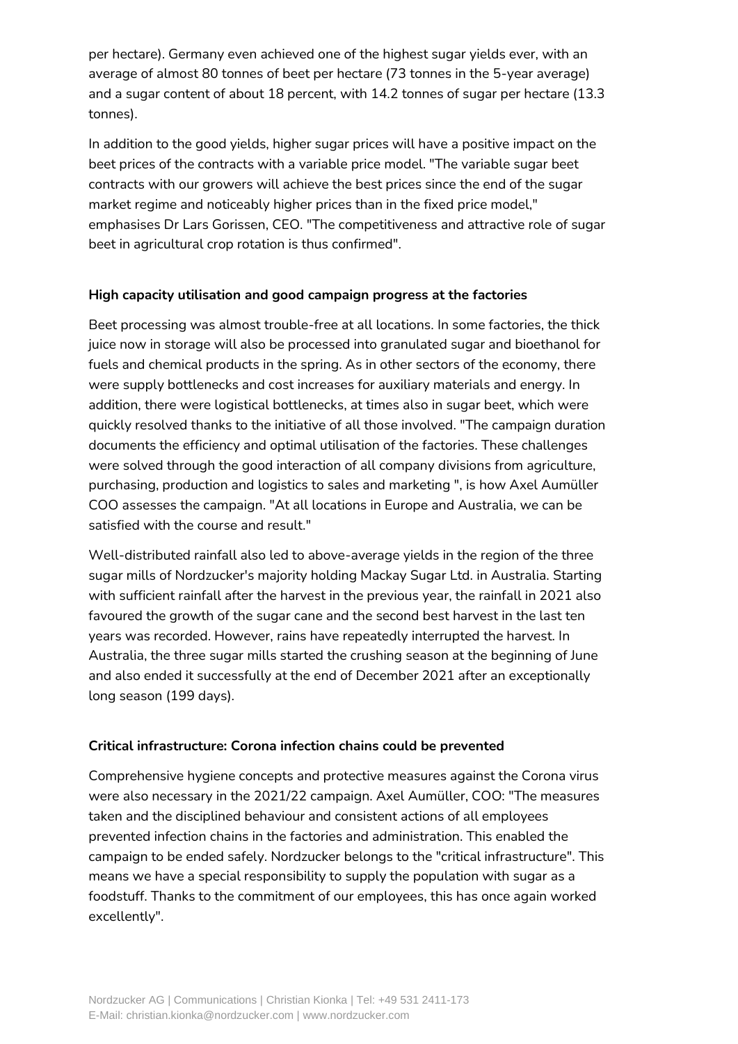per hectare). Germany even achieved one of the highest sugar yields ever, with an average of almost 80 tonnes of beet per hectare (73 tonnes in the 5-year average) and a sugar content of about 18 percent, with 14.2 tonnes of sugar per hectare (13.3 tonnes).

In addition to the good yields, higher sugar prices will have a positive impact on the beet prices of the contracts with a variable price model. "The variable sugar beet contracts with our growers will achieve the best prices since the end of the sugar market regime and noticeably higher prices than in the fixed price model," emphasises Dr Lars Gorissen, CEO. "The competitiveness and attractive role of sugar beet in agricultural crop rotation is thus confirmed".

**High capacity utilisation and good campaign progress at the factories**

Beet processing was almost trouble-free at all locations. In some factories, the thick juice now in storage will also be processed into granulated sugar and bioethanol for fuels and chemical products in the spring. As in other sectors of the economy, there were supply bottlenecks and cost increases for auxiliary materials and energy. In addition, there were logistical bottlenecks, at times also in sugar beet, which were quickly resolved thanks to the initiative of all those involved. "The campaign duration documents the efficiency and optimal utilisation of the factories. These challenges were solved through the good interaction of all company divisions from agriculture, purchasing, production and logistics to sales and marketing ", is how Axel Aumüller COO assesses the campaign. "At all locations in Europe and Australia, we can be satisfied with the course and result."

Well-distributed rainfall also led to above-average yields in the region of the three sugar mills of Nordzucker's majority holding Mackay Sugar Ltd. in Australia. Starting with sufficient rainfall after the harvest in the previous year, the rainfall in 2021 also favoured the growth of the sugar cane and the second best harvest in the last ten years was recorded. However, rains have repeatedly interrupted the harvest. In Australia, the three sugar mills started the crushing season at the beginning of June and also ended it successfully at the end of December 2021 after an exceptionally long season (199 days).

**Critical infrastructure: Corona infection chains could be prevented**

Comprehensive hygiene concepts and protective measures against the Corona virus were also necessary in the 2021/22 campaign. Axel Aumüller, COO: "The measures taken and the disciplined behaviour and consistent actions of all employees prevented infection chains in the factories and administration. This enabled the campaign to be ended safely. Nordzucker belongs to the "critical infrastructure". This means we have a special responsibility to supply the population with sugar as a foodstuff. Thanks to the commitment of our employees, this has once again worked excellently".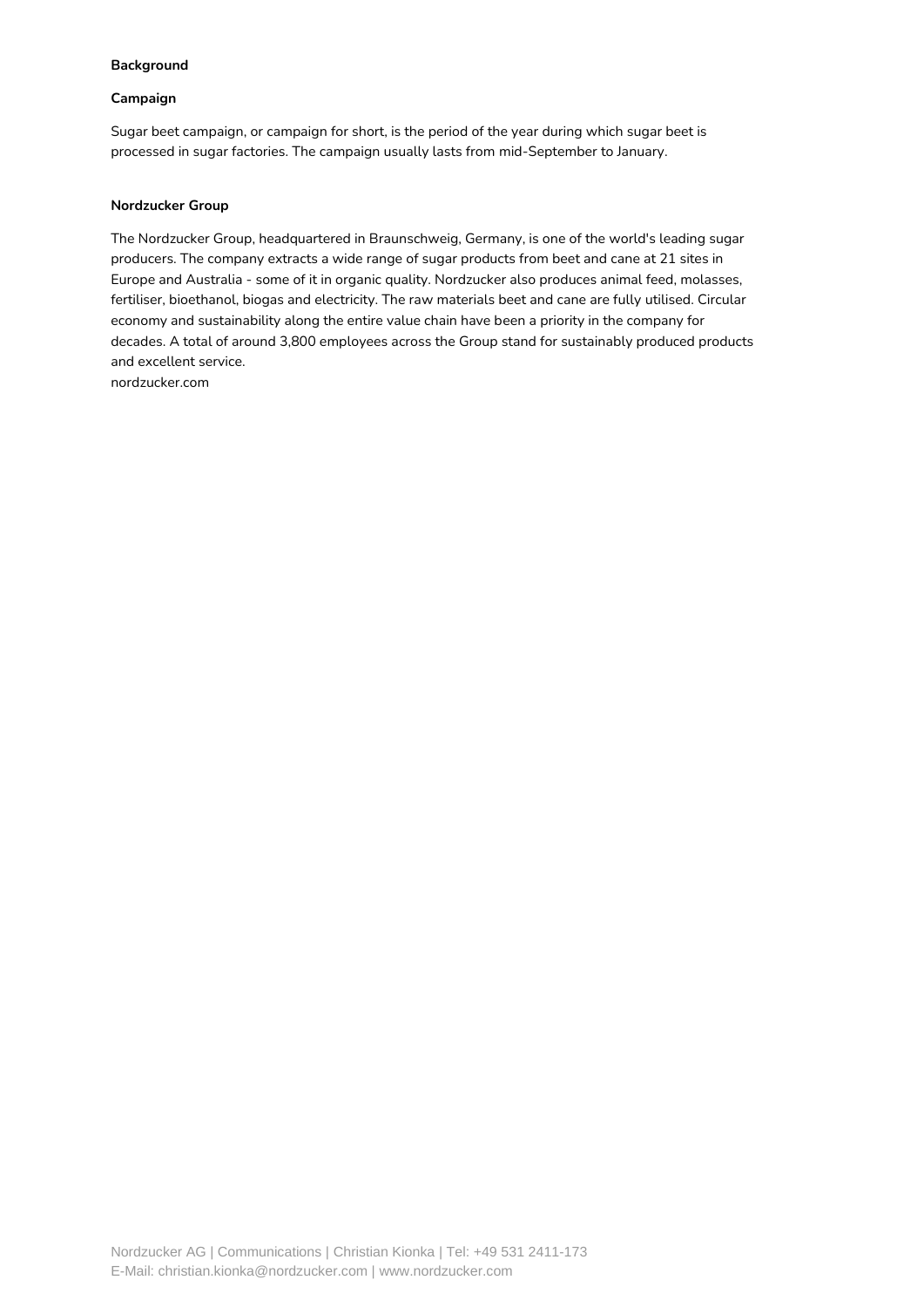**Background**

**Campaign**

Sugar beet campaign, or campaign for short, is the period of the year during which sugar beet is processed in sugar factories. The campaign usually lasts from mid-September to January.

**Nordzucker Group**

The Nordzucker Group, headquartered in Braunschweig, Germany, is one of the world's leading sugar producers. The company extracts a wide range of sugar products from beet and cane at 21 sites in Europe and Australia - some of it in organic quality. Nordzucker also produces animal feed, molasses, fertiliser, bioethanol, biogas and electricity. The raw materials beet and cane are fully utilised. Circular economy and sustainability along the entire value chain have been a priority in the company for decades. A total of around 3,800 employees across the Group stand for sustainably produced products and excellent service.
nordzucker.com